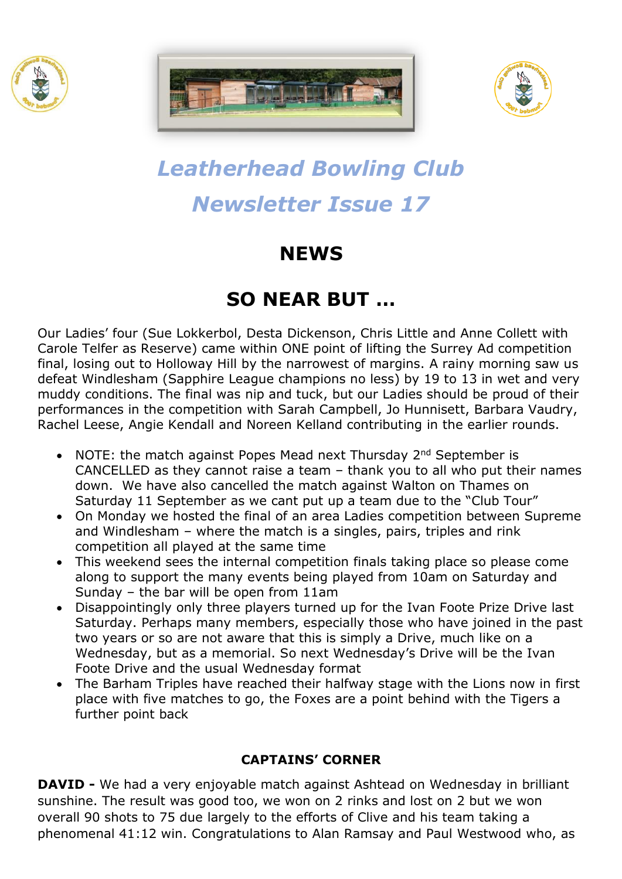# *Leatherhead Bowling Club*

# *Newsletter Issue 17*

## NEWS

## SO NEAR BUT …

Our Ladies' four (Sue Lokkerbol, Desta Dickenson, Chris Little and Anne Collett with Carole Telfer as Reserve) came within ONE point of lifting the Surrey Ad competition final, losing out to Holloway Hill by the narrowest of margins. A rainy morning saw us defeat Windlesham (Sapphire League champions no less) by 19 to 13 in wet and very muddy conditions. The final was nip and tuck, but our Ladies should be proud of their performances in the competition with Sarah Campbell, Jo Hunnisett, Barbara Vaudry, Rachel Leese, Angie Kendall and Noreen Kelland contributing in the earlier rounds.

- NOTE: the match against Popes Mead next Thursday 2nd September is CANCELLED as they cannot raise a team – thank you to all who put their names down. We have also cancelled the match against Walton on Thames on Saturday 11 September as we cant put up a team due to the "Club Tour"
- On Monday we hosted the final of an area Ladies competition between Supreme and Windlesham – where the match is a singles, pairs, triples and rink competition all played at the same time
- This weekend sees the internal competition finals taking place so please come along to support the many events being played from 10am on Saturday and Sunday – the bar will be open from 11am
- Disappointingly only three players turned up for the Ivan Foote Prize Drive last Saturday. Perhaps many members, especially those who have joined in the past two years or so are not aware that this is simply a Drive, much like on a Wednesday, but as a memorial. So next Wednesday's Drive will be the Ivan Foote Drive and the usual Wednesday format
- The Barham Triples have reached their halfway stage with the Lions now in first place with five matches to go, the Foxes are a point behind with the Tigers a further point back

### CAPTAINS' CORNER

**DAVID -** We had a very enjoyable match against Ashtead on Wednesday in brilliant sunshine. The result was good too, we won on 2 rinks and lost on 2 but we won overall 90 shots to 75 due largely to the efforts of Clive and his team taking a phenomenal 41:12 win. Congratulations to Alan Ramsay and Paul Westwood who, as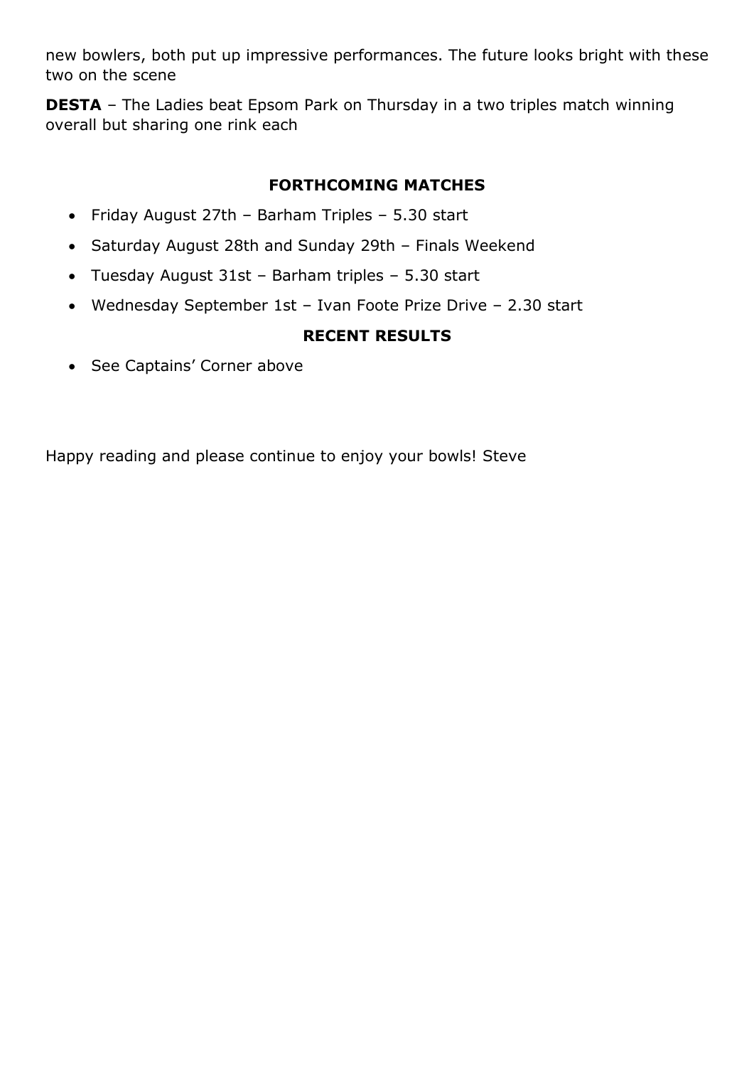new bowlers, both put up impressive performances. The future looks bright with these two on the scene

**DESTA** – The Ladies beat Epsom Park on Thursday in a two triples match winning overall but sharing one rink each

## FORTHCOMING MATCHES

- Friday August 27th – Barham Triples – 5.30 start
- Saturday August 28th and Sunday 29th – Finals Weekend
- Tuesday August 31st – Barham triples – 5.30 start
- Wednesday September 1st – Ivan Foote Prize Drive – 2.30 start

## RECENT RESULTS

- See Captains' Corner above

Happy reading and please continue to enjoy your bowls! Steve